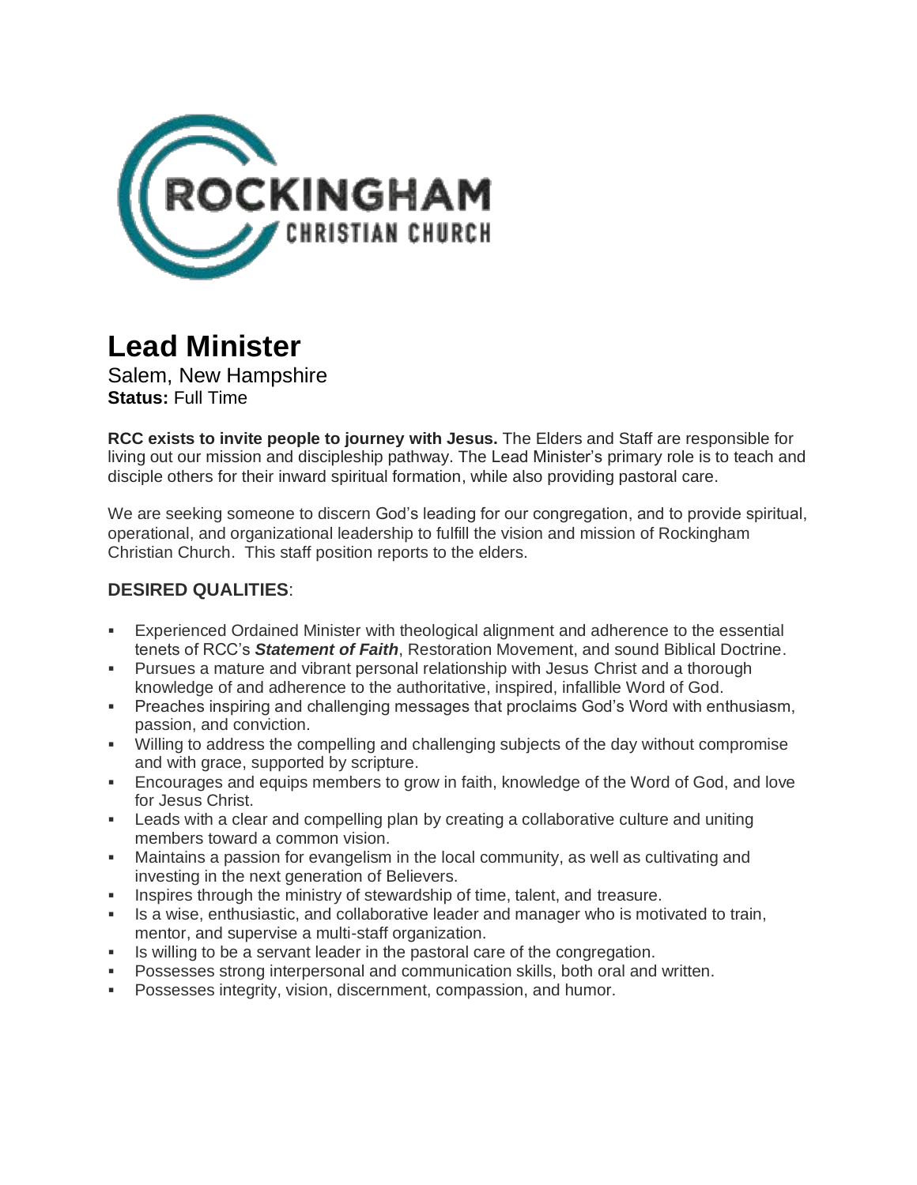# Lead Minister

Salem, New Hampshire
**Status:** Full Time

**RCC exists to invite people to journey with Jesus.** The Elders and Staff are responsible for living out our mission and discipleship pathway. The Lead Minister's primary role is to teach and disciple others for their inward spiritual formation, while also providing pastoral care.

We are seeking someone to discern God's leading for our congregation, and to provide spiritual, operational, and organizational leadership to fulfill the vision and mission of Rockingham Christian Church. This staff position reports to the elders.

## DESIRED QUALITIES:

- Experienced Ordained Minister with theological alignment and adherence to the essential tenets of RCC's ***Statement of Faith***, Restoration Movement, and sound Biblical Doctrine.
- Pursues a mature and vibrant personal relationship with Jesus Christ and a thorough knowledge of and adherence to the authoritative, inspired, infallible Word of God.
- Preaches inspiring and challenging messages that proclaims God's Word with enthusiasm, passion, and conviction.
- Willing to address the compelling and challenging subjects of the day without compromise and with grace, supported by scripture.
- Encourages and equips members to grow in faith, knowledge of the Word of God, and love for Jesus Christ.
- Leads with a clear and compelling plan by creating a collaborative culture and uniting members toward a common vision.
- Maintains a passion for evangelism in the local community, as well as cultivating and investing in the next generation of Believers.
- Inspires through the ministry of stewardship of time, talent, and treasure.
- Is a wise, enthusiastic, and collaborative leader and manager who is motivated to train, mentor, and supervise a multi-staff organization.
- Is willing to be a servant leader in the pastoral care of the congregation.
- Possesses strong interpersonal and communication skills, both oral and written.
- Possesses integrity, vision, discernment, compassion, and humor.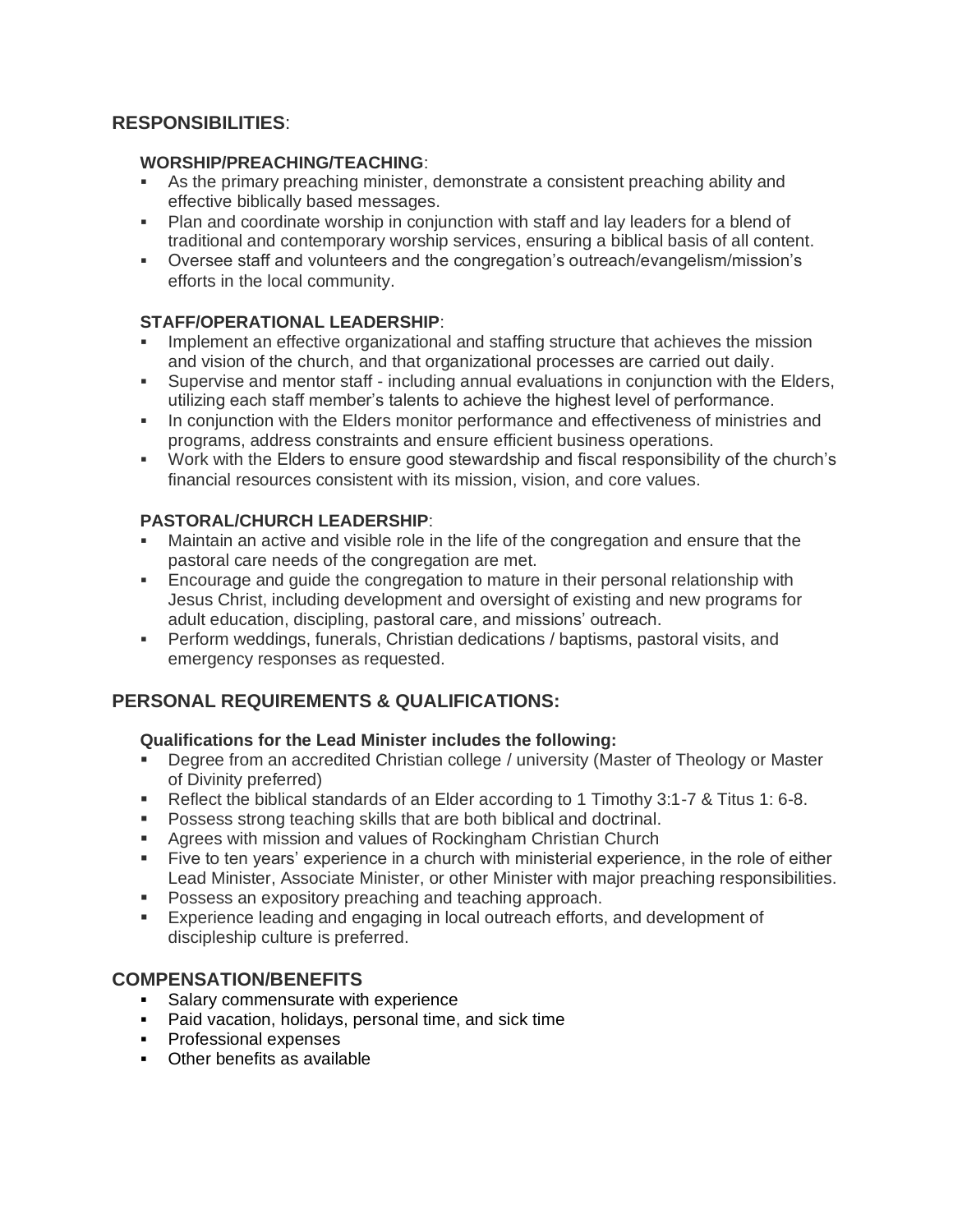## RESPONSIBILITIES:

### WORSHIP/PREACHING/TEACHING:

- As the primary preaching minister, demonstrate a consistent preaching ability and effective biblically based messages.
- Plan and coordinate worship in conjunction with staff and lay leaders for a blend of traditional and contemporary worship services, ensuring a biblical basis of all content.
- Oversee staff and volunteers and the congregation's outreach/evangelism/mission's efforts in the local community.

### STAFF/OPERATIONAL LEADERSHIP:

- Implement an effective organizational and staffing structure that achieves the mission and vision of the church, and that organizational processes are carried out daily.
- Supervise and mentor staff - including annual evaluations in conjunction with the Elders, utilizing each staff member's talents to achieve the highest level of performance.
- In conjunction with the Elders monitor performance and effectiveness of ministries and programs, address constraints and ensure efficient business operations.
- Work with the Elders to ensure good stewardship and fiscal responsibility of the church's financial resources consistent with its mission, vision, and core values.

### PASTORAL/CHURCH LEADERSHIP:

- Maintain an active and visible role in the life of the congregation and ensure that the pastoral care needs of the congregation are met.
- Encourage and guide the congregation to mature in their personal relationship with Jesus Christ, including development and oversight of existing and new programs for adult education, discipling, pastoral care, and missions' outreach.
- Perform weddings, funerals, Christian dedications / baptisms, pastoral visits, and emergency responses as requested.

## PERSONAL REQUIREMENTS & QUALIFICATIONS:

**Qualifications for the Lead Minister includes the following:**

- Degree from an accredited Christian college / university (Master of Theology or Master of Divinity preferred)
- Reflect the biblical standards of an Elder according to 1 Timothy 3:1-7 & Titus 1: 6-8.
- Possess strong teaching skills that are both biblical and doctrinal.
- Agrees with mission and values of Rockingham Christian Church
- Five to ten years' experience in a church with ministerial experience, in the role of either Lead Minister, Associate Minister, or other Minister with major preaching responsibilities.
- Possess an expository preaching and teaching approach.
- Experience leading and engaging in local outreach efforts, and development of discipleship culture is preferred.

## COMPENSATION/BENEFITS

- Salary commensurate with experience
- Paid vacation, holidays, personal time, and sick time
- Professional expenses
- Other benefits as available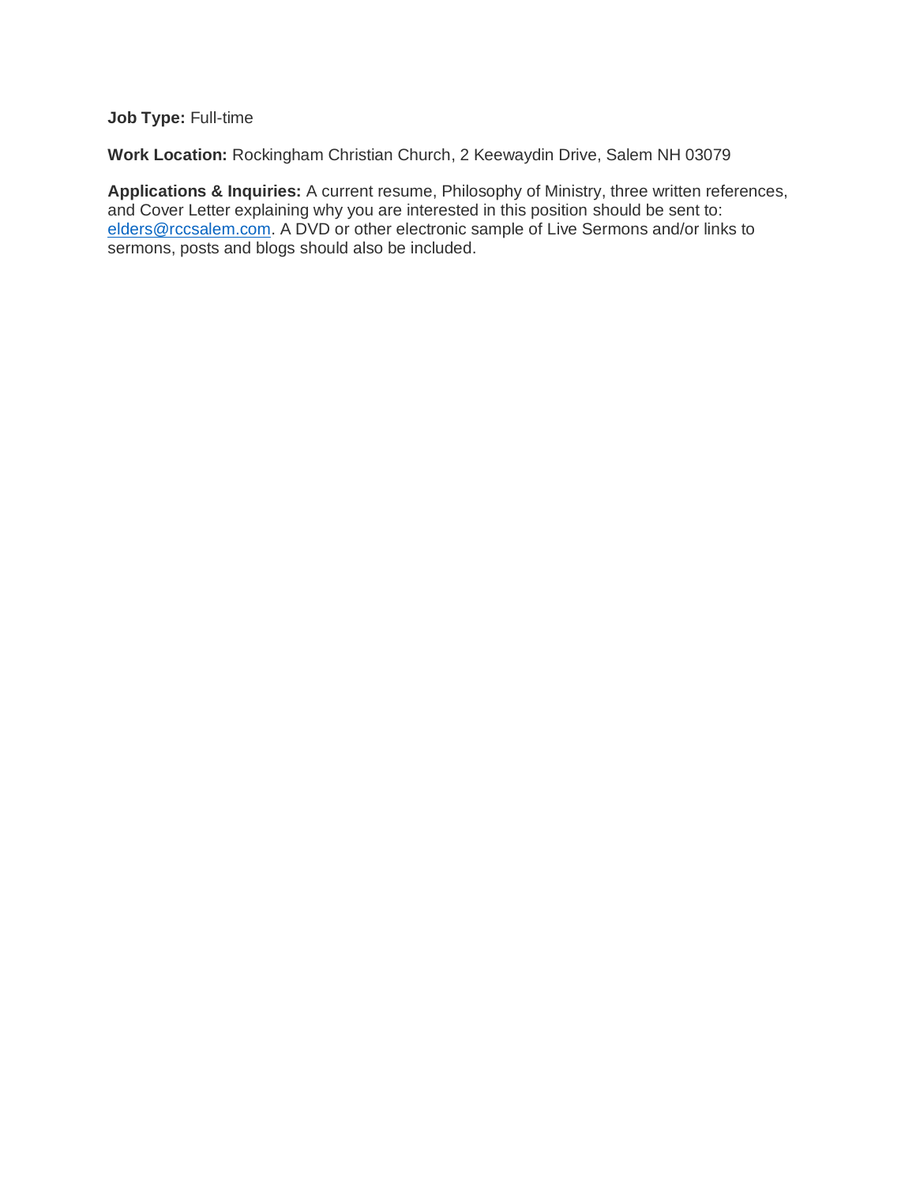**Job Type:** Full-time

**Work Location:** Rockingham Christian Church, 2 Keewaydin Drive, Salem NH 03079

**Applications & Inquiries:** A current resume, Philosophy of Ministry, three written references, and Cover Letter explaining why you are interested in this position should be sent to: elders@rccsalem.com. A DVD or other electronic sample of Live Sermons and/or links to sermons, posts and blogs should also be included.